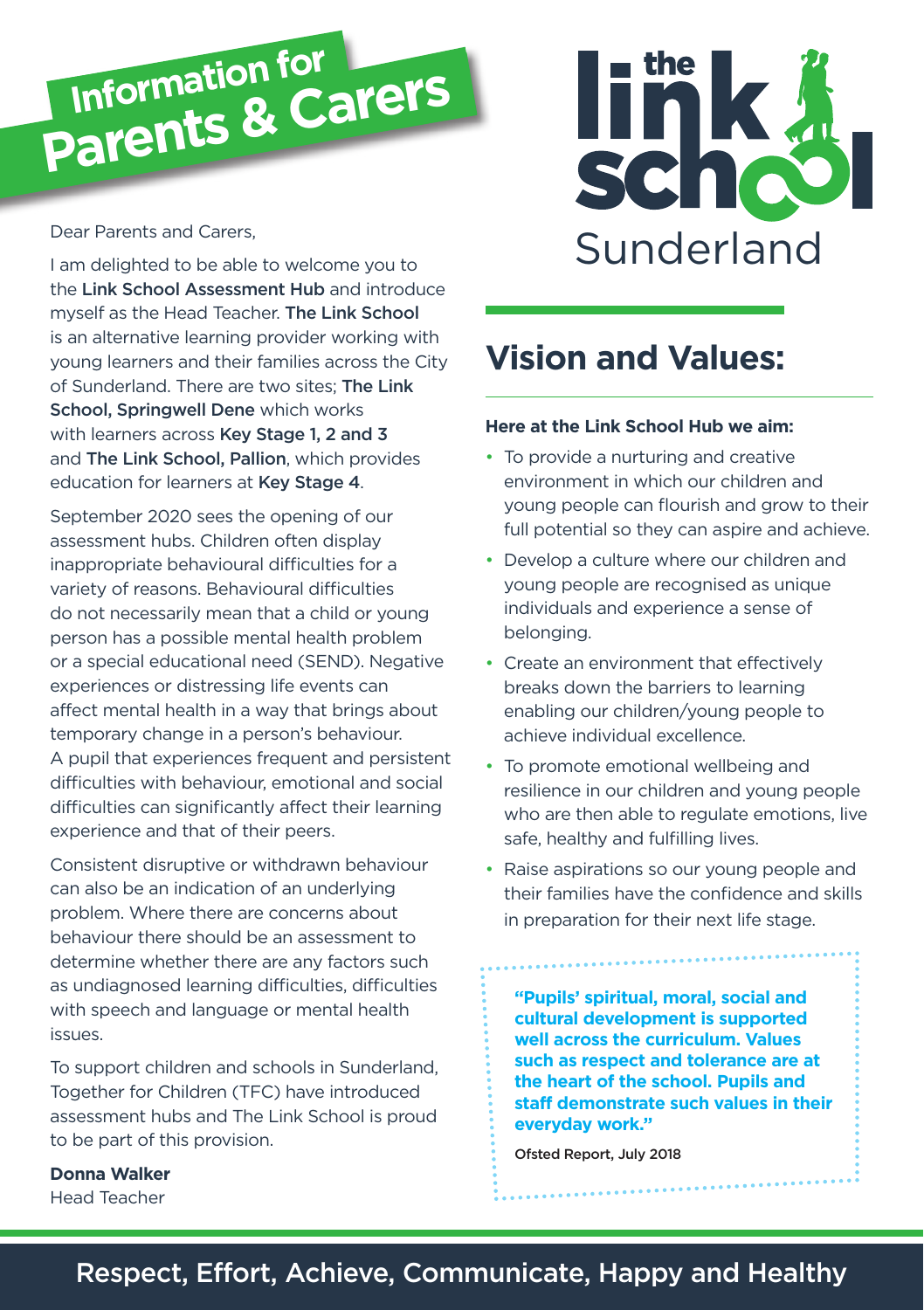# Information for Parents & Carers

the link school Sunderland

Dear Parents and Carers,

I am delighted to be able to welcome you to the **Link School Assessment Hub** and introduce myself as the Head Teacher. **The Link School** is an alternative learning provider working with young learners and their families across the City of Sunderland. There are two sites; **The Link School, Springwell Dene** which works with learners across **Key Stage 1, 2 and 3** and **The Link School, Pallion**, which provides education for learners at **Key Stage 4**.

September 2020 sees the opening of our assessment hubs. Children often display inappropriate behavioural difficulties for a variety of reasons. Behavioural difficulties do not necessarily mean that a child or young person has a possible mental health problem or a special educational need (SEND). Negative experiences or distressing life events can affect mental health in a way that brings about temporary change in a person's behaviour. A pupil that experiences frequent and persistent difficulties with behaviour, emotional and social difficulties can significantly affect their learning experience and that of their peers.

Consistent disruptive or withdrawn behaviour can also be an indication of an underlying problem. Where there are concerns about behaviour there should be an assessment to determine whether there are any factors such as undiagnosed learning difficulties, difficulties with speech and language or mental health issues.

To support children and schools in Sunderland, Together for Children (TFC) have introduced assessment hubs and The Link School is proud to be part of this provision.

**Donna Walker**
Head Teacher

## Vision and Values:

**Here at the Link School Hub we aim:**

- To provide a nurturing and creative environment in which our children and young people can flourish and grow to their full potential so they can aspire and achieve.
- Develop a culture where our children and young people are recognised as unique individuals and experience a sense of belonging.
- Create an environment that effectively breaks down the barriers to learning enabling our children/young people to achieve individual excellence.
- To promote emotional wellbeing and resilience in our children and young people who are then able to regulate emotions, live safe, healthy and fulfilling lives.
- Raise aspirations so our young people and their families have the confidence and skills in preparation for their next life stage.

> **"Pupils' spiritual, moral, social and cultural development is supported well across the curriculum. Values such as respect and tolerance are at the heart of the school. Pupils and staff demonstrate such values in their everyday work."**
>
> Ofsted Report, July 2018

Respect, Effort, Achieve, Communicate, Happy and Healthy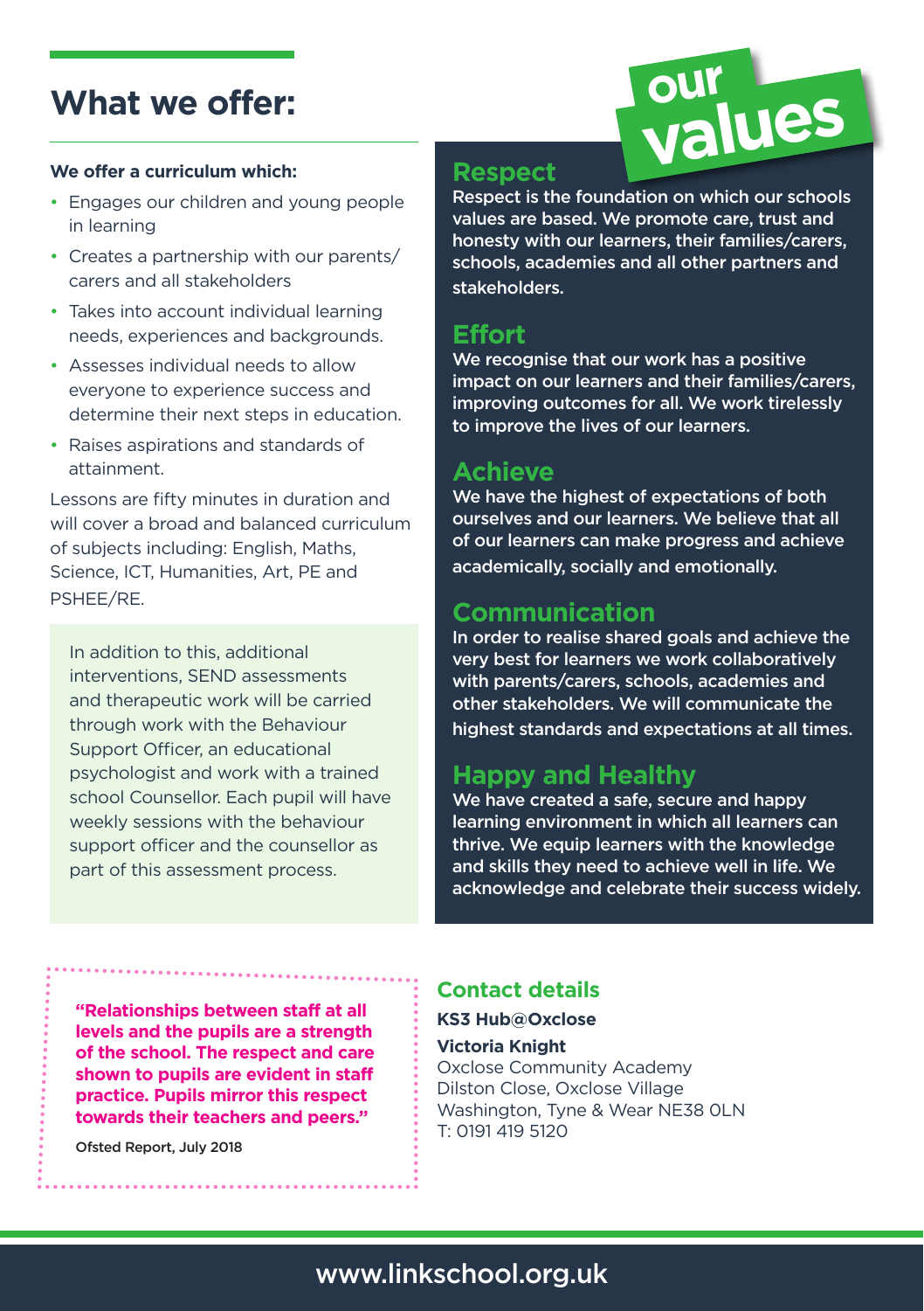## What we offer:

**We offer a curriculum which:**

- Engages our children and young people in learning
- Creates a partnership with our parents/carers and all stakeholders
- Takes into account individual learning needs, experiences and backgrounds.
- Assesses individual needs to allow everyone to experience success and determine their next steps in education.
- Raises aspirations and standards of attainment.

Lessons are fifty minutes in duration and will cover a broad and balanced curriculum of subjects including: English, Maths, Science, ICT, Humanities, Art, PE and PSHEE/RE.

In addition to this, additional interventions, SEND assessments and therapeutic work will be carried through work with the Behaviour Support Officer, an educational psychologist and work with a trained school Counsellor. Each pupil will have weekly sessions with the behaviour support officer and the counsellor as part of this assessment process.

## our values

### Respect

Respect is the foundation on which our schools values are based. We promote care, trust and honesty with our learners, their families/carers, schools, academies and all other partners and stakeholders.

### Effort

We recognise that our work has a positive impact on our learners and their families/carers, improving outcomes for all. We work tirelessly to improve the lives of our learners.

### Achieve

We have the highest of expectations of both ourselves and our learners. We believe that all of our learners can make progress and achieve academically, socially and emotionally.

### Communication

In order to realise shared goals and achieve the very best for learners we work collaboratively with parents/carers, schools, academies and other stakeholders. We will communicate the highest standards and expectations at all times.

### Happy and Healthy

We have created a safe, secure and happy learning environment in which all learners can thrive. We equip learners with the knowledge and skills they need to achieve well in life. We acknowledge and celebrate their success widely.

> **"Relationships between staff at all levels and the pupils are a strength of the school. The respect and care shown to pupils are evident in staff practice. Pupils mirror this respect towards their teachers and peers."**
>
> Ofsted Report, July 2018

### Contact details

**KS3 Hub@Oxclose**

**Victoria Knight**
Oxclose Community Academy
Dilston Close, Oxclose Village
Washington, Tyne & Wear NE38 0LN
T: 0191 419 5120

www.linkschool.org.uk